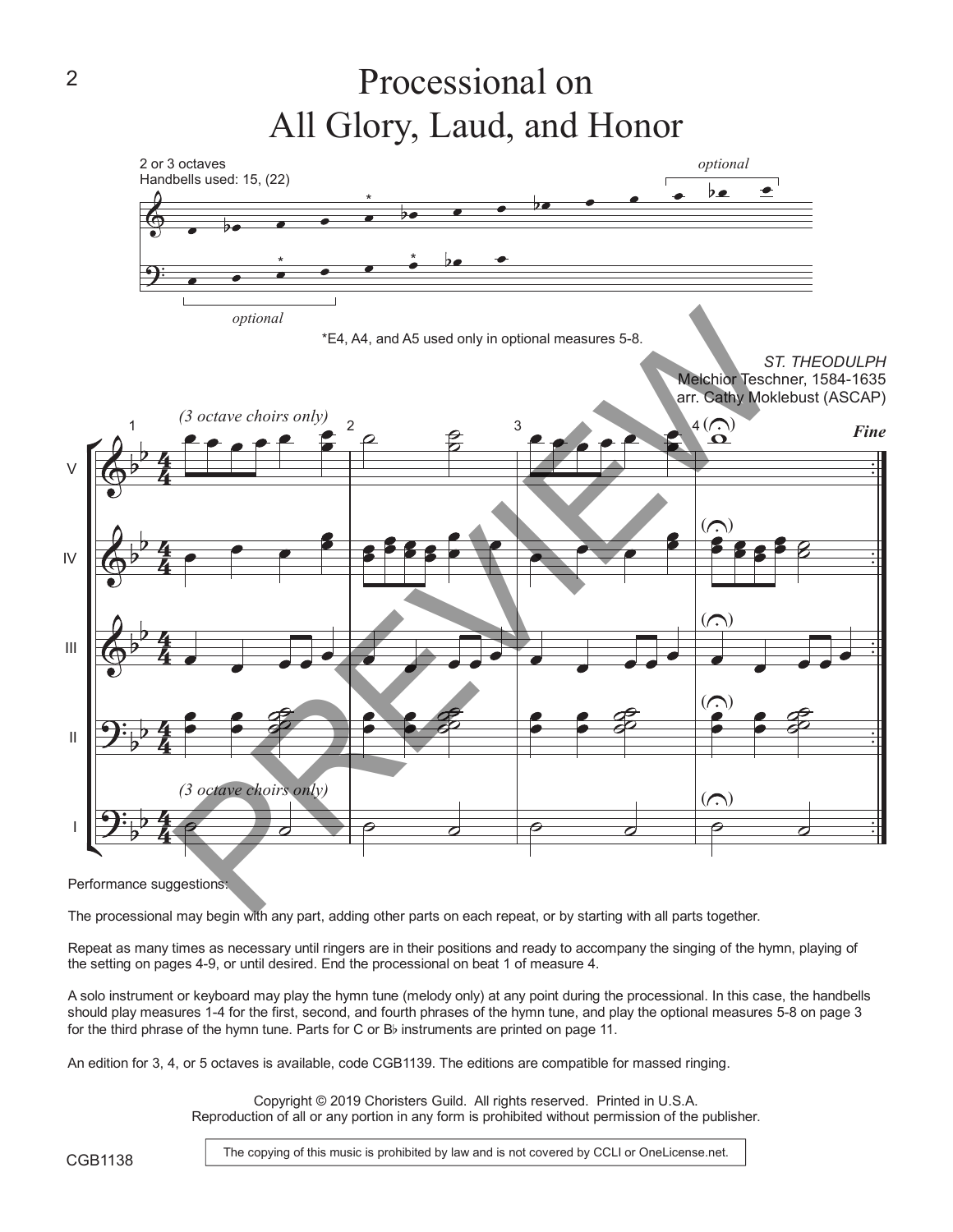# Processional on All Glory, Laud, and Honor

2 or 3 octaves
Handbells used: 15, (22)

*optional*

*optional*

*E4, A4, and A5 used only in optional measures 5-8.

*ST. THEODULPH*
Melchior Teschner, 1584-1635
arr. Cathy Moklebust (ASCAP)

(3 octave choirs only)

*Fine*

V
IV
III
II
I

(3 octave choirs only)

Performance suggestions:

The processional may begin with any part, adding other parts on each repeat, or by starting with all parts together.

Repeat as many times as necessary until ringers are in their positions and ready to accompany the singing of the hymn, playing of the setting on pages 4-9, or until desired. End the processional on beat 1 of measure 4.

A solo instrument or keyboard may play the hymn tune (melody only) at any point during the processional. In this case, the handbells should play measures 1-4 for the first, second, and fourth phrases of the hymn tune, and play the optional measures 5-8 on page 3 for the third phrase of the hymn tune. Parts for C or B♭ instruments are printed on page 11.

An edition for 3, 4, or 5 octaves is available, code CGB1139. The editions are compatible for massed ringing.

Copyright © 2019 Choristers Guild. All rights reserved. Printed in U.S.A.
Reproduction of all or any portion in any form is prohibited without permission of the publisher.

CGB1138

The copying of this music is prohibited by law and is not covered by CCLI or OneLicense.net.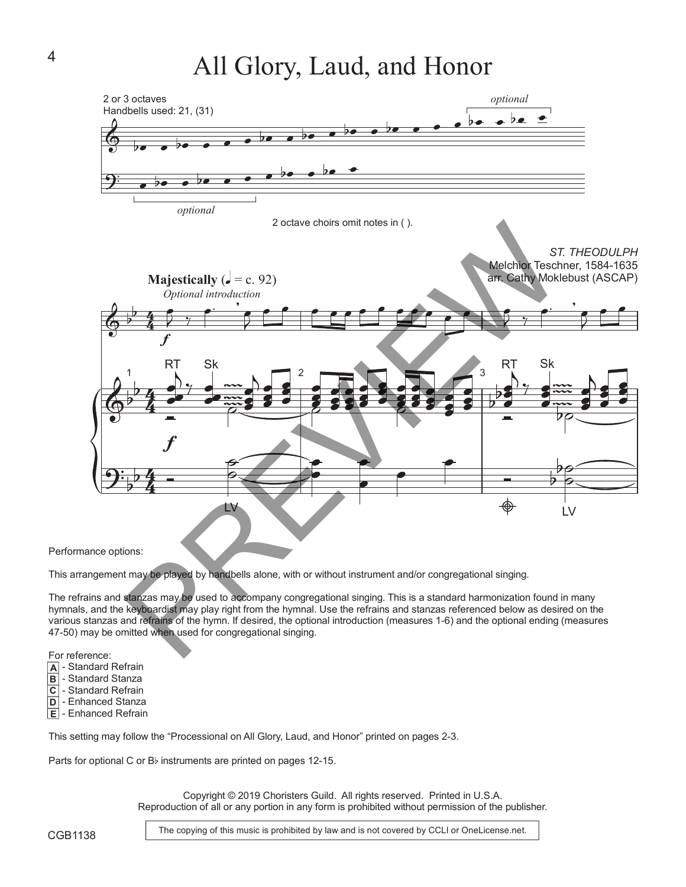# All Glory, Laud, and Honor

2 or 3 octaves
Handbells used: 21, (31)

2 octave choirs omit notes in ( ).

ST. THEODULPH
Melchior Teschner, 1584-1635
arr. Cathy Moklebust (ASCAP)

**Majestically** (♩ = c. 92)
*Optional introduction*

Performance options:

This arrangement may be played by handbells alone, with or without instrument and/or congregational singing.

The refrains and stanzas may be used to accompany congregational singing. This is a standard harmonization found in many hymnals, and the keyboardist may play right from the hymnal. Use the refrains and stanzas referenced below as desired on the various stanzas and refrains of the hymn. If desired, the optional introduction (measures 1-6) and the optional ending (measures 47-50) may be omitted when used for congregational singing.

For reference:
A - Standard Refrain
B - Standard Stanza
C - Standard Refrain
D - Enhanced Stanza
E - Enhanced Refrain

This setting may follow the "Processional on All Glory, Laud, and Honor" printed on pages 2-3.

Parts for optional C or B♭ instruments are printed on pages 12-15.

Copyright © 2019 Choristers Guild. All rights reserved. Printed in U.S.A.
Reproduction of all or any portion in any form is prohibited without permission of the publisher.

CGB1138

The copying of this music is prohibited by law and is not covered by CCLI or OneLicense.net.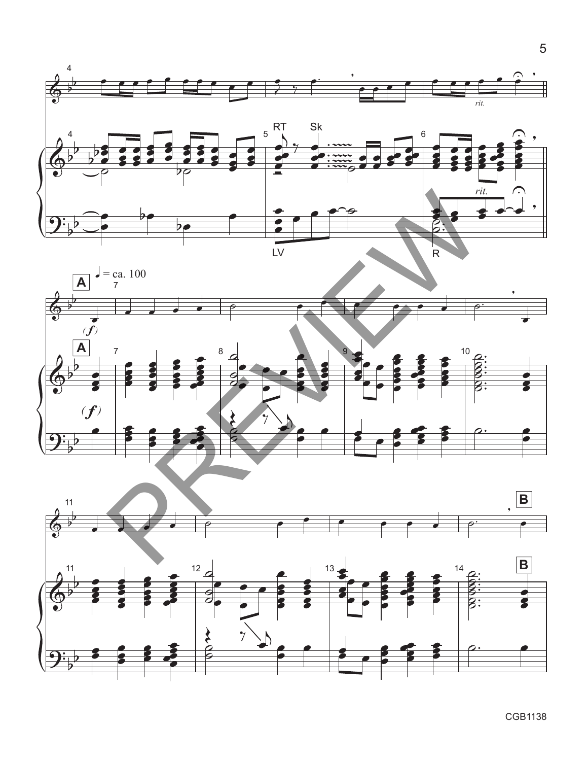rit.

RT Sk

LV R

**A** ♩ = ca. 100

*(f)*

**B**